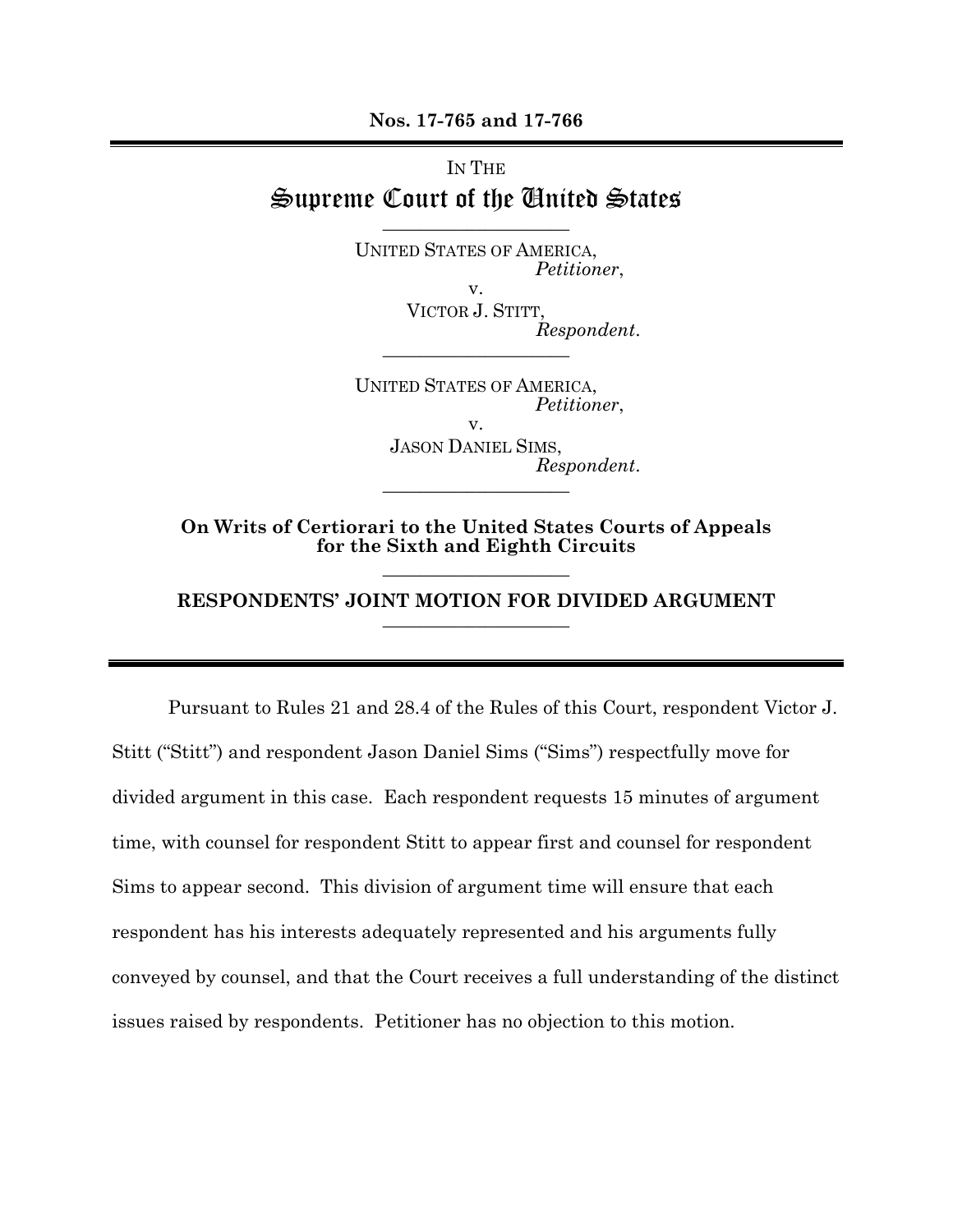**Nos. 17-765 and 17-766**

---

IN THE

# Supreme Court of the United States

---

UNITED STATES OF AMERICA,
*Petitioner*,
v.
VICTOR J. STITT,
*Respondent*.

---

UNITED STATES OF AMERICA,
*Petitioner*,
v.
JASON DANIEL SIMS,
*Respondent*.

---

**On Writs of Certiorari to the United States Courts of Appeals for the Sixth and Eighth Circuits**

---

**RESPONDENTS' JOINT MOTION FOR DIVIDED ARGUMENT**

---

Pursuant to Rules 21 and 28.4 of the Rules of this Court, respondent Victor J. Stitt ("Stitt") and respondent Jason Daniel Sims ("Sims") respectfully move for divided argument in this case. Each respondent requests 15 minutes of argument time, with counsel for respondent Stitt to appear first and counsel for respondent Sims to appear second. This division of argument time will ensure that each respondent has his interests adequately represented and his arguments fully conveyed by counsel, and that the Court receives a full understanding of the distinct issues raised by respondents. Petitioner has no objection to this motion.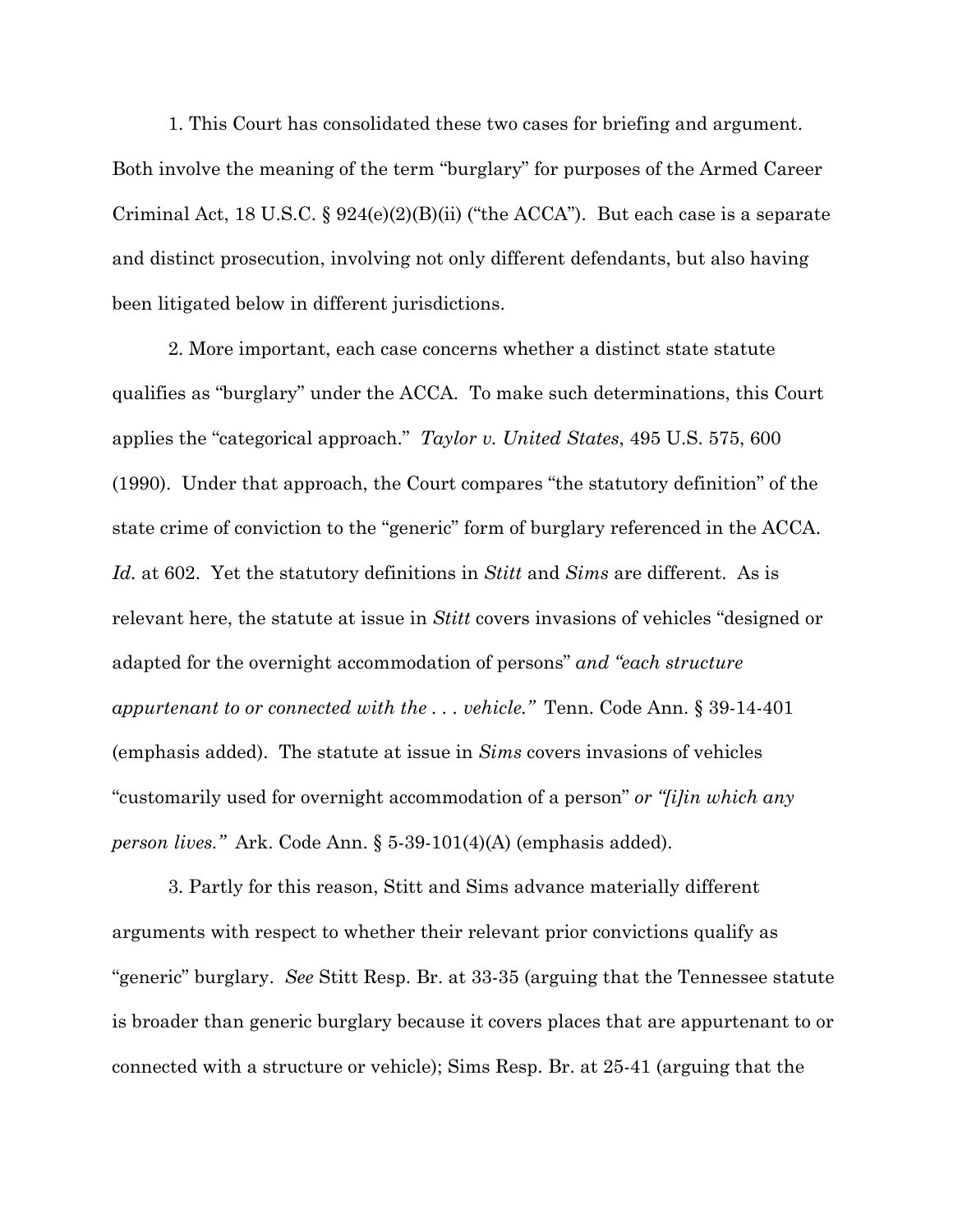1. This Court has consolidated these two cases for briefing and argument. Both involve the meaning of the term "burglary" for purposes of the Armed Career Criminal Act, 18 U.S.C. § 924(e)(2)(B)(ii) ("the ACCA"). But each case is a separate and distinct prosecution, involving not only different defendants, but also having been litigated below in different jurisdictions.

2. More important, each case concerns whether a distinct state statute qualifies as "burglary" under the ACCA. To make such determinations, this Court applies the "categorical approach." *Taylor v. United States*, 495 U.S. 575, 600 (1990). Under that approach, the Court compares "the statutory definition" of the state crime of conviction to the "generic" form of burglary referenced in the ACCA. *Id.* at 602. Yet the statutory definitions in *Stitt* and *Sims* are different. As is relevant here, the statute at issue in *Stitt* covers invasions of vehicles "designed or adapted for the overnight accommodation of persons" *and "each structure appurtenant to or connected with the . . . vehicle."* Tenn. Code Ann. § 39-14-401 (emphasis added). The statute at issue in *Sims* covers invasions of vehicles "customarily used for overnight accommodation of a person" *or "[i]in which any person lives."* Ark. Code Ann. § 5-39-101(4)(A) (emphasis added).

3. Partly for this reason, Stitt and Sims advance materially different arguments with respect to whether their relevant prior convictions qualify as "generic" burglary. *See* Stitt Resp. Br. at 33-35 (arguing that the Tennessee statute is broader than generic burglary because it covers places that are appurtenant to or connected with a structure or vehicle); Sims Resp. Br. at 25-41 (arguing that the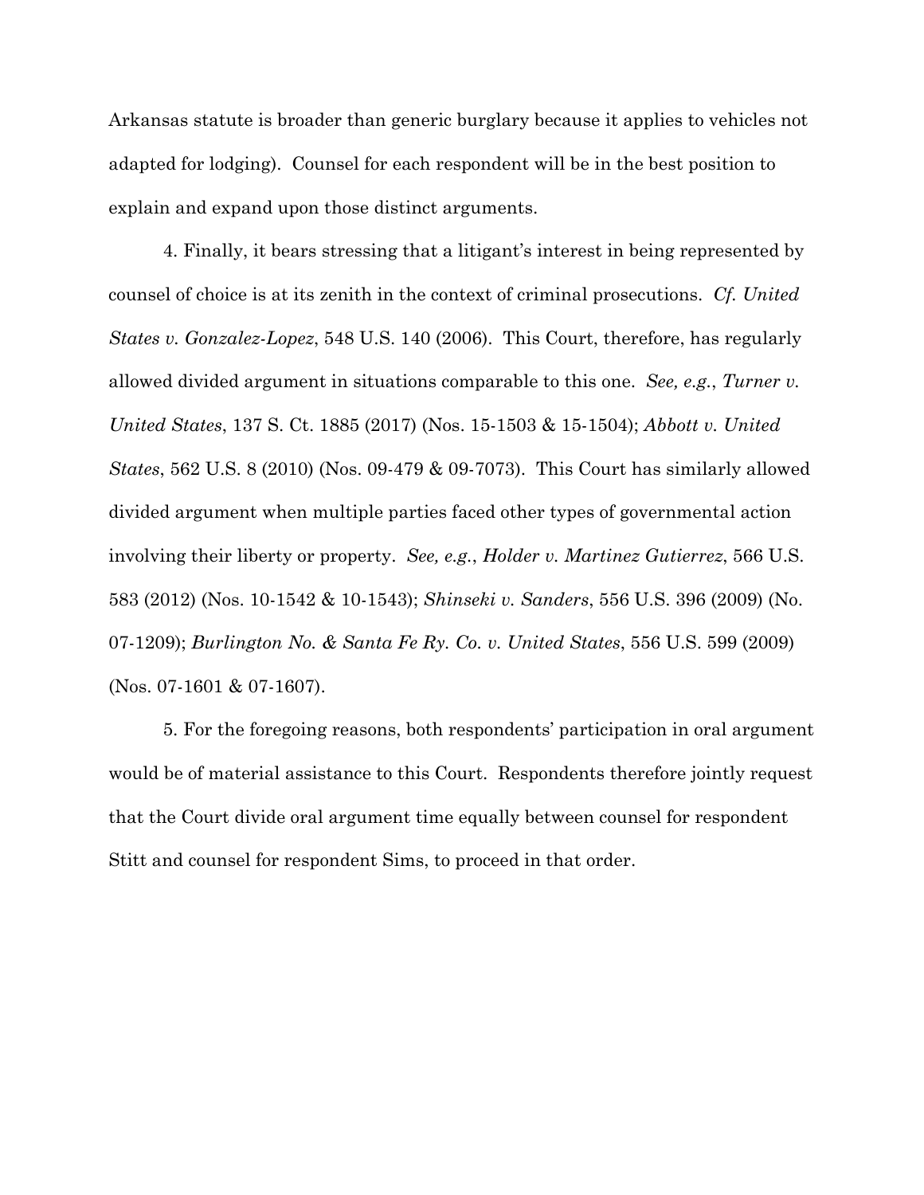Arkansas statute is broader than generic burglary because it applies to vehicles not adapted for lodging). Counsel for each respondent will be in the best position to explain and expand upon those distinct arguments.

4. Finally, it bears stressing that a litigant's interest in being represented by counsel of choice is at its zenith in the context of criminal prosecutions. *Cf. United States v. Gonzalez-Lopez*, 548 U.S. 140 (2006). This Court, therefore, has regularly allowed divided argument in situations comparable to this one. *See, e.g.*, *Turner v. United States*, 137 S. Ct. 1885 (2017) (Nos. 15-1503 & 15-1504); *Abbott v. United States*, 562 U.S. 8 (2010) (Nos. 09-479 & 09-7073). This Court has similarly allowed divided argument when multiple parties faced other types of governmental action involving their liberty or property. *See, e.g.*, *Holder v. Martinez Gutierrez*, 566 U.S. 583 (2012) (Nos. 10-1542 & 10-1543); *Shinseki v. Sanders*, 556 U.S. 396 (2009) (No. 07-1209); *Burlington No. & Santa Fe Ry. Co. v. United States*, 556 U.S. 599 (2009) (Nos. 07-1601 & 07-1607).

5. For the foregoing reasons, both respondents' participation in oral argument would be of material assistance to this Court. Respondents therefore jointly request that the Court divide oral argument time equally between counsel for respondent Stitt and counsel for respondent Sims, to proceed in that order.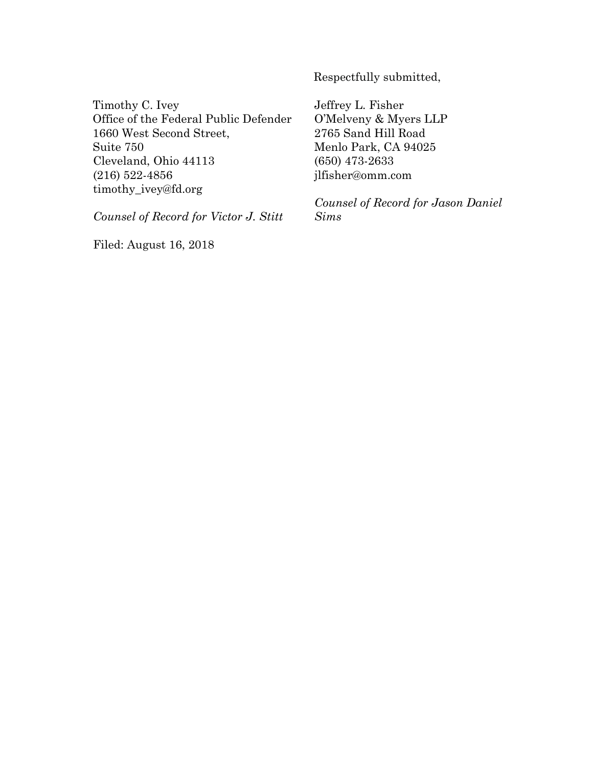Respectfully submitted,

Timothy C. Ivey
Office of the Federal Public Defender
1660 West Second Street,
Suite 750
Cleveland, Ohio 44113
(216) 522-4856
timothy_ivey@fd.org

*Counsel of Record for Victor J. Stitt*

Jeffrey L. Fisher
O'Melveny & Myers LLP
2765 Sand Hill Road
Menlo Park, CA 94025
(650) 473-2633
jlfisher@omm.com

*Counsel of Record for Jason Daniel Sims*

Filed: August 16, 2018